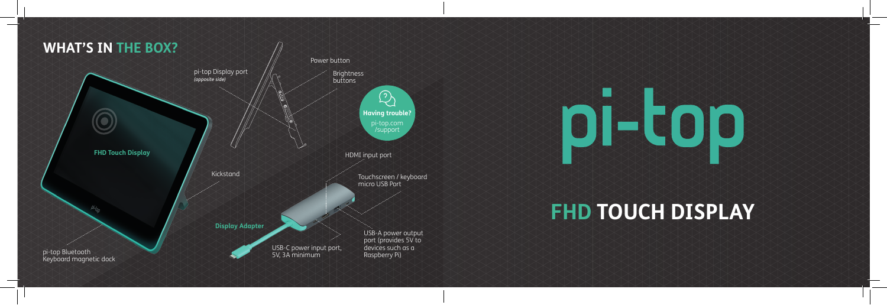# WHAT'S IN THE BOX?

**FHD Touch Display**

- pi-top Display port *(opposite side)*
- Power button
- Brightness buttons
- Kickstand
- pi-top Bluetooth Keyboard magnetic dock

**Display Adapter**

- HDMI input port
- Touchscreen / keyboard micro USB Port
- USB-A power output port (provides 5V to devices such as a Raspberry Pi)
- USB-C power input port, 5V, 3A minimum

**Having trouble?**
pi-top.com/support

# pi-top

## FHD TOUCH DISPLAY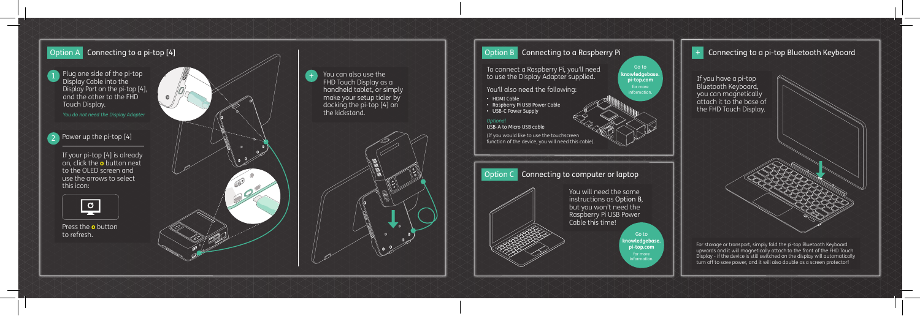## Option A Connecting to a pi-top [4]

1. Plug one side of the pi-top Display Cable into the Display Port on the pi-top [4], and the other to the FHD Touch Display.

*You do not need the Display Adapter*

2. Power up the pi-top [4]

If your pi-top [4] is already on, click the **o** button next to the OLED screen and use the arrows to select this icon:

Press the **o** button to refresh.

\+ You can also use the FHD Touch Display as a handheld tablet, or simply make your setup tidier by docking the pi-top [4] on the kickstand.

## Option B Connecting to a Raspberry Pi

To connect a Raspberry Pi, you'll need to use the Display Adapter supplied.

Go to **knowledgebase.pi-top.com** for more information.

You'll also need the following:

- HDMI Cable
- Raspberry Pi USB Power Cable
- USB-C Power Supply

*Optional*

USB-A to Micro USB cable

(If you would like to use the touchscreen function of the device, you will need this cable).

## Option C Connecting to computer or laptop

You will need the same instructions as Option B, but you won't need the Raspberry Pi USB Power Cable this time!

Go to **knowledgebase.pi-top.com** for more information.

## + Connecting to a pi-top Bluetooth Keyboard

If you have a pi-top Bluetooth Keyboard, you can magnetically attach it to the base of the FHD Touch Display.

For storage or transport, simply fold the pi-top Bluetooth Keyboard upwards and it will magnetically attach to the front of the FHD Touch Display - if the device is still switched on the display will automatically turn off to save power, and it will also double as a screen protector!